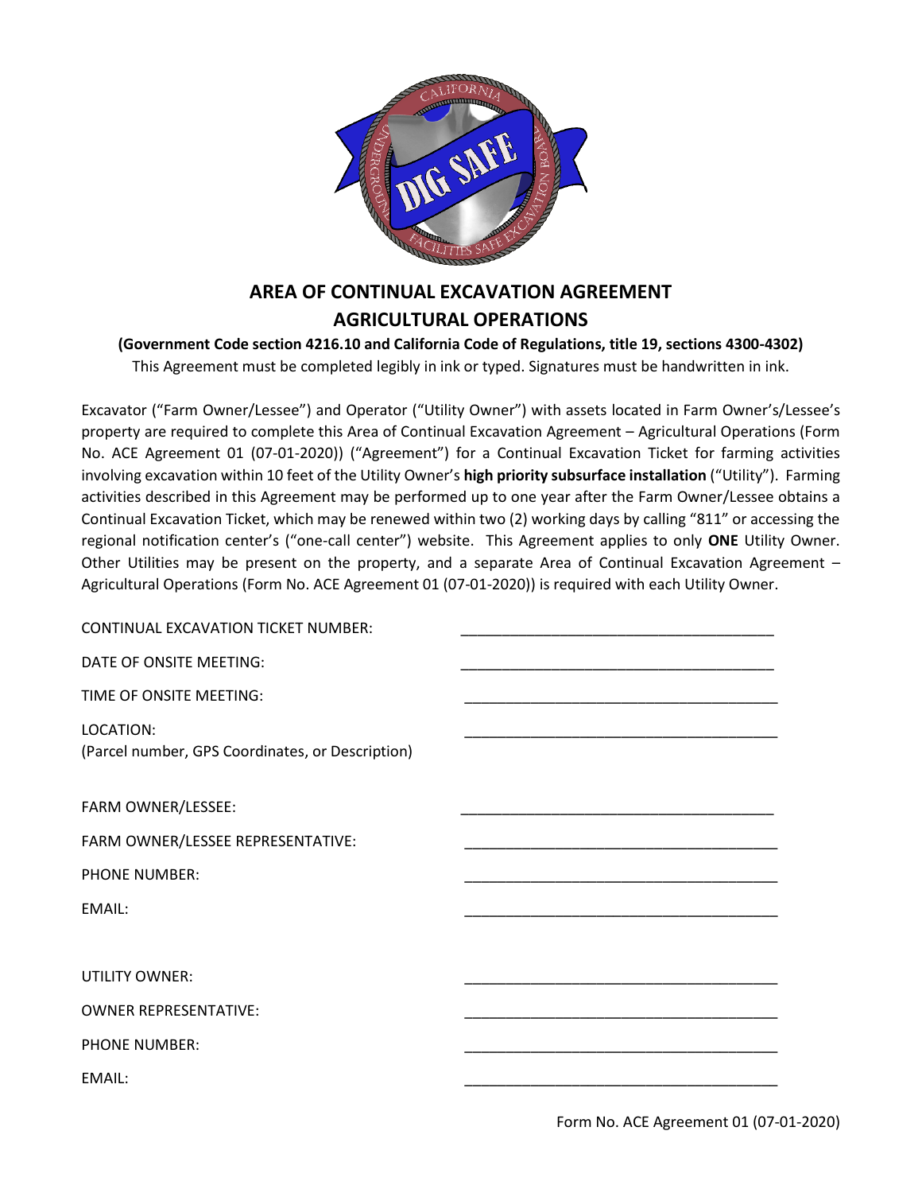# AREA OF CONTINUAL EXCAVATION AGREEMENT
# AGRICULTURAL OPERATIONS

**(Government Code section 4216.10 and California Code of Regulations, title 19, sections 4300-4302)**

This Agreement must be completed legibly in ink or typed. Signatures must be handwritten in ink.

Excavator ("Farm Owner/Lessee") and Operator ("Utility Owner") with assets located in Farm Owner's/Lessee's property are required to complete this Area of Continual Excavation Agreement – Agricultural Operations (Form No. ACE Agreement 01 (07-01-2020)) ("Agreement") for a Continual Excavation Ticket for farming activities involving excavation within 10 feet of the Utility Owner's **high priority subsurface installation** ("Utility"). Farming activities described in this Agreement may be performed up to one year after the Farm Owner/Lessee obtains a Continual Excavation Ticket, which may be renewed within two (2) working days by calling "811" or accessing the regional notification center's ("one-call center") website. This Agreement applies to only **ONE** Utility Owner. Other Utilities may be present on the property, and a separate Area of Continual Excavation Agreement – Agricultural Operations (Form No. ACE Agreement 01 (07-01-2020)) is required with each Utility Owner.

CONTINUAL EXCAVATION TICKET NUMBER: ______________________________

DATE OF ONSITE MEETING: ______________________________

TIME OF ONSITE MEETING: ______________________________

LOCATION: ______________________________
(Parcel number, GPS Coordinates, or Description)

FARM OWNER/LESSEE: ______________________________

FARM OWNER/LESSEE REPRESENTATIVE: ______________________________

PHONE NUMBER: ______________________________

EMAIL: ______________________________

UTILITY OWNER: ______________________________

OWNER REPRESENTATIVE: ______________________________

PHONE NUMBER: ______________________________

EMAIL: ______________________________

Form No. ACE Agreement 01 (07-01-2020)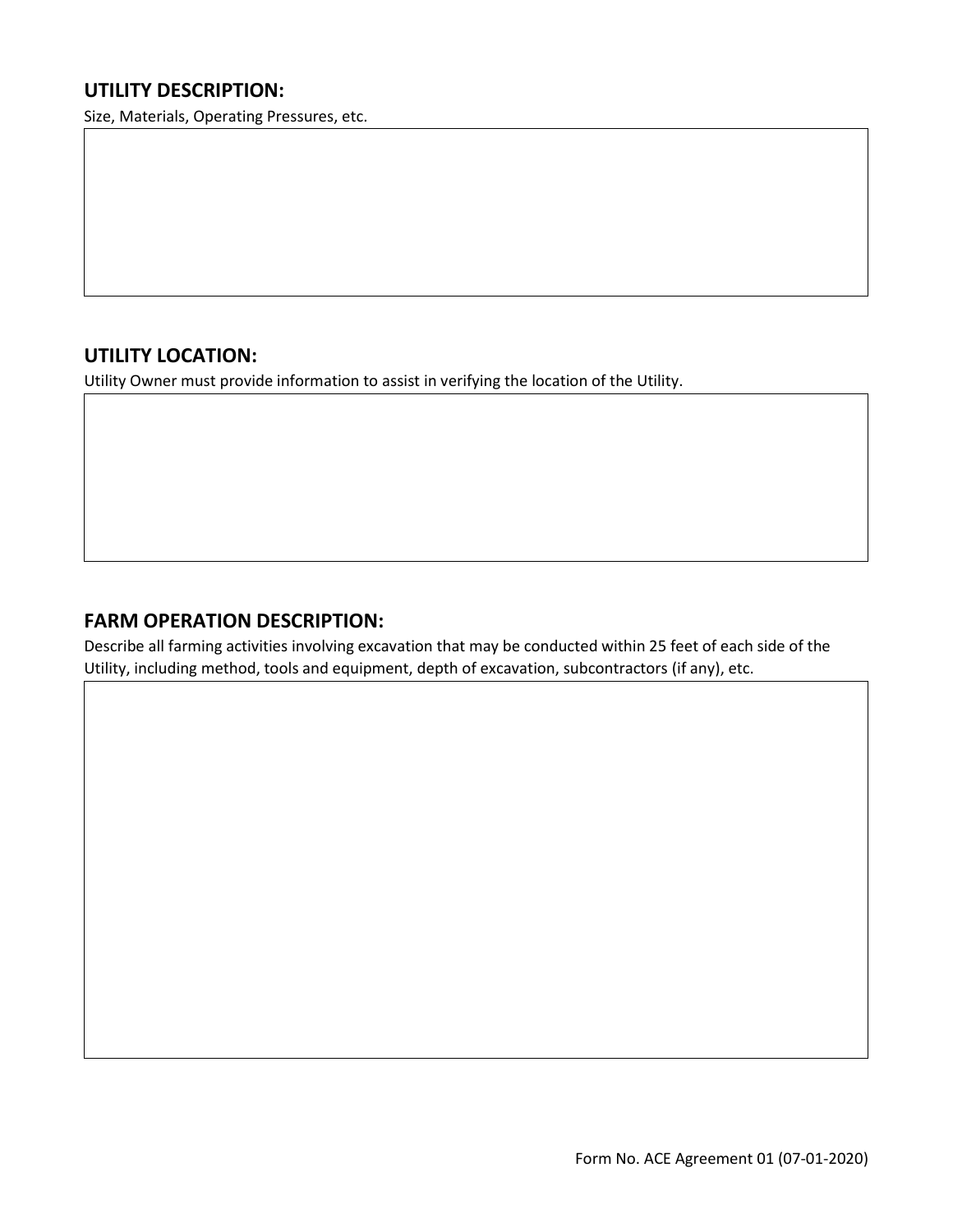## UTILITY DESCRIPTION:

Size, Materials, Operating Pressures, etc.

## UTILITY LOCATION:

Utility Owner must provide information to assist in verifying the location of the Utility.

## FARM OPERATION DESCRIPTION:

Describe all farming activities involving excavation that may be conducted within 25 feet of each side of the Utility, including method, tools and equipment, depth of excavation, subcontractors (if any), etc.

Form No. ACE Agreement 01 (07-01-2020)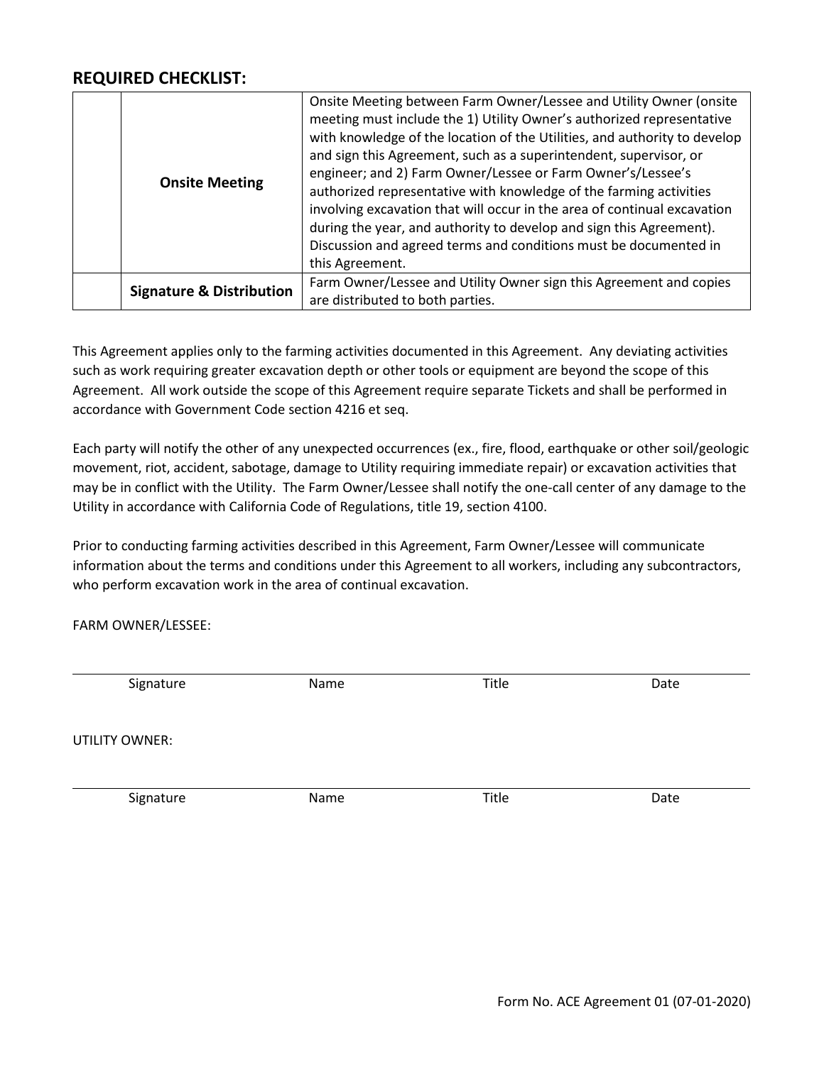## REQUIRED CHECKLIST:

| | | |
|---|---|---|
| | **Onsite Meeting** | Onsite Meeting between Farm Owner/Lessee and Utility Owner (onsite meeting must include the 1) Utility Owner's authorized representative with knowledge of the location of the Utilities, and authority to develop and sign this Agreement, such as a superintendent, supervisor, or engineer; and 2) Farm Owner/Lessee or Farm Owner's/Lessee's authorized representative with knowledge of the farming activities involving excavation that will occur in the area of continual excavation during the year, and authority to develop and sign this Agreement). Discussion and agreed terms and conditions must be documented in this Agreement. |
| | **Signature & Distribution** | Farm Owner/Lessee and Utility Owner sign this Agreement and copies are distributed to both parties. |

This Agreement applies only to the farming activities documented in this Agreement. Any deviating activities such as work requiring greater excavation depth or other tools or equipment are beyond the scope of this Agreement. All work outside the scope of this Agreement require separate Tickets and shall be performed in accordance with Government Code section 4216 et seq.

Each party will notify the other of any unexpected occurrences (ex., fire, flood, earthquake or other soil/geologic movement, riot, accident, sabotage, damage to Utility requiring immediate repair) or excavation activities that may be in conflict with the Utility. The Farm Owner/Lessee shall notify the one-call center of any damage to the Utility in accordance with California Code of Regulations, title 19, section 4100.

Prior to conducting farming activities described in this Agreement, Farm Owner/Lessee will communicate information about the terms and conditions under this Agreement to all workers, including any subcontractors, who perform excavation work in the area of continual excavation.

FARM OWNER/LESSEE:

| Signature | Name | Title | Date |
|---|---|---|---|

UTILITY OWNER:

| Signature | Name | Title | Date |
|---|---|---|---|

Form No. ACE Agreement 01 (07-01-2020)